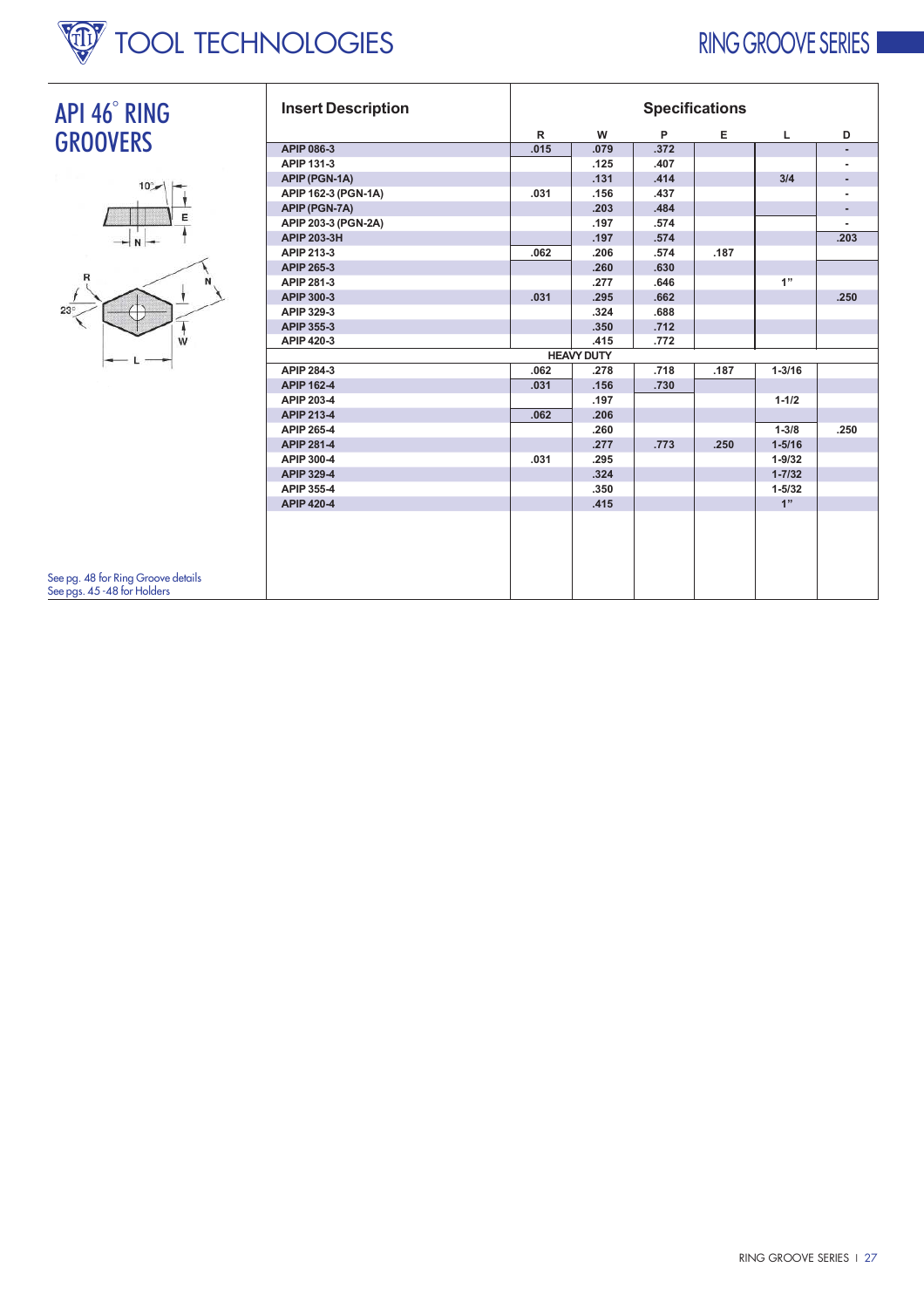# API 46° RING GROOVERS

| Insert Description | R | W | P | E | L | D |
|---|---|---|---|---|---|---|
| APIP 086-3 | .015 | .079 | .372 | | | - |
| APIP 131-3 | | .125 | .407 | | | - |
| APIP (PGN-1A) | | .131 | .414 | | 3/4 | - |
| APIP 162-3 (PGN-1A) | .031 | .156 | .437 | | | - |
| APIP (PGN-7A) | | .203 | .484 | | | - |
| APIP 203-3 (PGN-2A) | | .197 | .574 | | | - |
| APIP 203-3H | | .197 | .574 | | | .203 |
| APIP 213-3 | .062 | .206 | .574 | .187 | | |
| APIP 265-3 | | .260 | .630 | | | |
| APIP 281-3 | | .277 | .646 | | 1" | |
| APIP 300-3 | .031 | .295 | .662 | | | .250 |
| APIP 329-3 | | .324 | .688 | | | |
| APIP 355-3 | | .350 | .712 | | | |
| APIP 420-3 | | .415 | .772 | | | |
| **HEAVY DUTY** | | | | | | |
| APIP 284-3 | .062 | .278 | .718 | .187 | 1-3/16 | |
| APIP 162-4 | .031 | .156 | .730 | | | |
| APIP 203-4 | | .197 | | | 1-1/2 | |
| APIP 213-4 | .062 | .206 | | | | |
| APIP 265-4 | | .260 | | | 1-3/8 | .250 |
| APIP 281-4 | | .277 | .773 | .250 | 1-5/16 | |
| APIP 300-4 | .031 | .295 | | | 1-9/32 | |
| APIP 329-4 | | .324 | | | 1-7/32 | |
| APIP 355-4 | | .350 | | | 1-5/32 | |
| APIP 420-4 | | .415 | | | 1" | |

See pg. 48 for Ring Groove details
See pgs. 45 -48 for Holders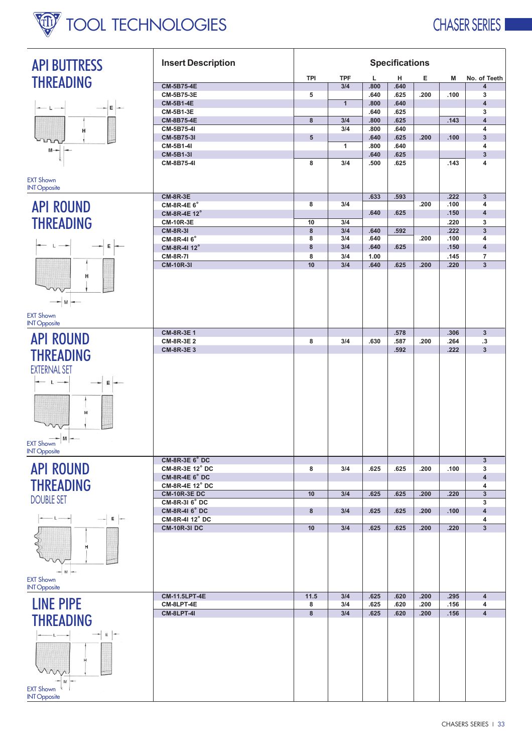# TOOL TECHNOLOGIES

## CHASER SERIES

## API BUTTRESS THREADING

L E H M

EXT Shown
INT Opposite

| Insert Description | TPI | TPF | L | H | E | M | No. of Teeth |
|---|---|---|---|---|---|---|---|
| CM-5B75-4E | | 3/4 | .800 | .640 | | | 4 |
| CM-5B75-3E | 5 | | .640 | .625 | .200 | .100 | 3 |
| CM-5B1-4E | | 1 | .800 | .640 | | | 4 |
| CM-5B1-3E | | | .640 | .625 | | | 3 |
| CM-8B75-4E | 8 | 3/4 | .800 | .625 | | .143 | 4 |
| CM-5B75-4I | | 3/4 | .800 | .640 | | | 4 |
| CM-5B75-3I | 5 | | .640 | .625 | .200 | .100 | 3 |
| CM-5B1-4I | | 1 | .800 | .640 | | | 4 |
| CM-5B1-3I | | | .640 | .625 | | | 3 |
| CM-8B75-4I | 8 | 3/4 | .500 | .625 | | .143 | 4 |

## API ROUND THREADING

L E H M

EXT Shown
INT Opposite

| Insert Description | TPI | TPF | L | H | E | M | No. of Teeth |
|---|---|---|---|---|---|---|---|
| CM-8R-3E | | | .633 | .593 | | .222 | 3 |
| CM-8R-4E 6° | 8 | 3/4 | | | .200 | .100 | 4 |
| CM-8R-4E 12° | | | .640 | .625 | | .150 | 4 |
| CM-10R-3E | 10 | 3/4 | | | | .220 | 3 |
| CM-8R-3I | 8 | 3/4 | .640 | .592 | | .222 | 3 |
| CM-8R-4I 6° | 8 | 3/4 | .640 | | .200 | .100 | 4 |
| CM-8R-4I 12° | 8 | 3/4 | .640 | .625 | | .150 | 4 |
| CM-8R-7I | 8 | 3/4 | 1.00 | | | .145 | 7 |
| CM-10R-3I | 10 | 3/4 | .640 | .625 | .200 | .220 | 3 |

## API ROUND THREADING

### EXTERNAL SET

L E H M

EXT Shown
INT Opposite

| Insert Description | TPI | TPF | L | H | E | M | No. of Teeth |
|---|---|---|---|---|---|---|---|
| CM-8R-3E 1 | | | | .578 | | .306 | 3 |
| CM-8R-3E 2 | 8 | 3/4 | .630 | .587 | .200 | .264 | .3 |
| CM-8R-3E 3 | | | | .592 | | .222 | 3 |

## API ROUND THREADING

### DOUBLE SET

L E H M

EXT Shown
INT Opposite

| Insert Description | TPI | TPF | L | H | E | M | No. of Teeth |
|---|---|---|---|---|---|---|---|
| CM-8R-3E 6° DC | | | | | | | 3 |
| CM-8R-3E 12° DC | 8 | 3/4 | .625 | .625 | .200 | .100 | 3 |
| CM-8R-4E 6° DC | | | | | | | 4 |
| CM-8R-4E 12° DC | | | | | | | 4 |
| CM-10R-3E DC | 10 | 3/4 | .625 | .625 | .200 | .220 | 3 |
| CM-8R-3I 6° DC | | | | | | | 3 |
| CM-8R-4I 6° DC | 8 | 3/4 | .625 | .625 | .200 | .100 | 4 |
| CM-8R-4I 12° DC | | | | | | | 4 |
| CM-10R-3I DC | 10 | 3/4 | .625 | .625 | .200 | .220 | 3 |

## LINE PIPE THREADING

L E H M

EXT Shown
INT Opposite

| Insert Description | TPI | TPF | L | H | E | M | No. of Teeth |
|---|---|---|---|---|---|---|---|
| CM-11.5LPT-4E | 11.5 | 3/4 | .625 | .620 | .200 | .295 | 4 |
| CM-8LPT-4E | 8 | 3/4 | .625 | .620 | .200 | .156 | 4 |
| CM-8LPT-4I | 8 | 3/4 | .625 | .620 | .200 | .156 | 4 |